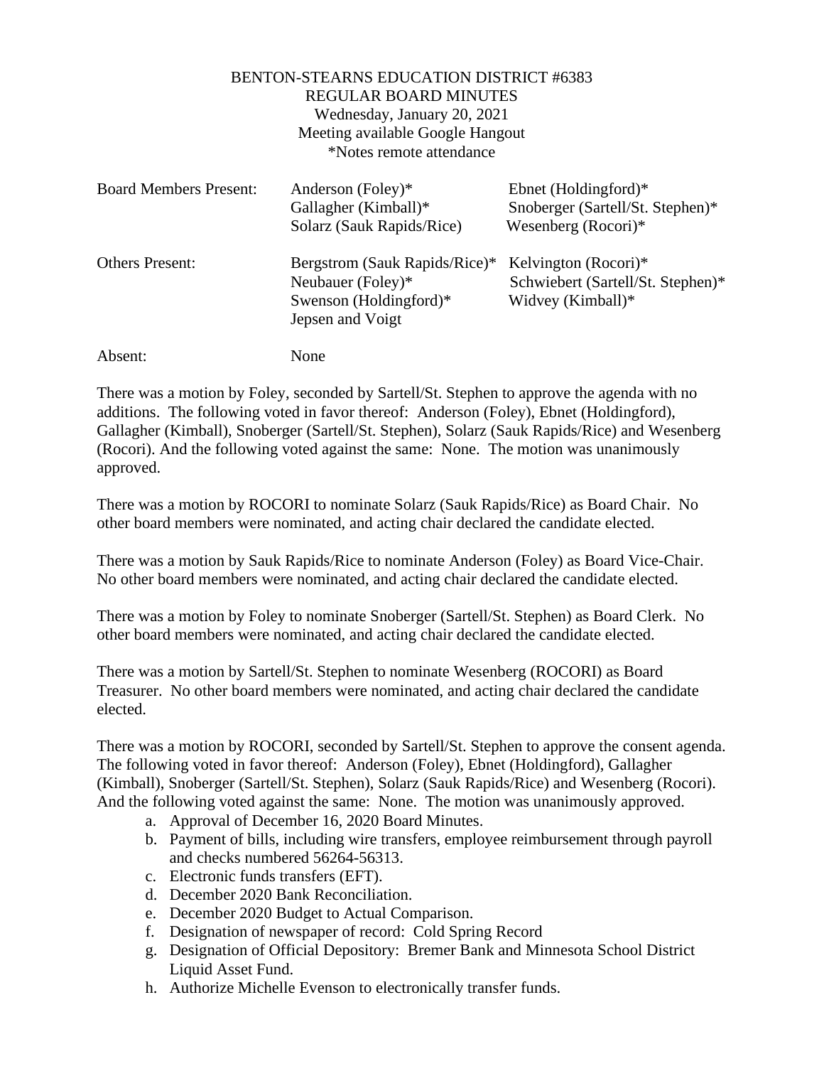BENTON-STEARNS EDUCATION DISTRICT #6383
REGULAR BOARD MINUTES
Wednesday, January 20, 2021
Meeting available Google Hangout
*Notes remote attendance

| | | |
|---|---|---|
| Board Members Present: | Anderson (Foley)* | Ebnet (Holdingford)* |
| | Gallagher (Kimball)* | Snoberger (Sartell/St. Stephen)* |
| | Solarz (Sauk Rapids/Rice) | Wesenberg (Rocori)* |
| Others Present: | Bergstrom (Sauk Rapids/Rice)* | Kelvington (Rocori)* |
| | Neubauer (Foley)* | Schwiebert (Sartell/St. Stephen)* |
| | Swenson (Holdingford)* | Widvey (Kimball)* |
| | Jepsen and Voigt | |
| Absent: | None | |

There was a motion by Foley, seconded by Sartell/St. Stephen to approve the agenda with no additions. The following voted in favor thereof: Anderson (Foley), Ebnet (Holdingford), Gallagher (Kimball), Snoberger (Sartell/St. Stephen), Solarz (Sauk Rapids/Rice) and Wesenberg (Rocori). And the following voted against the same: None. The motion was unanimously approved.

There was a motion by ROCORI to nominate Solarz (Sauk Rapids/Rice) as Board Chair. No other board members were nominated, and acting chair declared the candidate elected.

There was a motion by Sauk Rapids/Rice to nominate Anderson (Foley) as Board Vice-Chair. No other board members were nominated, and acting chair declared the candidate elected.

There was a motion by Foley to nominate Snoberger (Sartell/St. Stephen) as Board Clerk. No other board members were nominated, and acting chair declared the candidate elected.

There was a motion by Sartell/St. Stephen to nominate Wesenberg (ROCORI) as Board Treasurer. No other board members were nominated, and acting chair declared the candidate elected.

There was a motion by ROCORI, seconded by Sartell/St. Stephen to approve the consent agenda. The following voted in favor thereof: Anderson (Foley), Ebnet (Holdingford), Gallagher (Kimball), Snoberger (Sartell/St. Stephen), Solarz (Sauk Rapids/Rice) and Wesenberg (Rocori). And the following voted against the same: None. The motion was unanimously approved.

a. Approval of December 16, 2020 Board Minutes.
b. Payment of bills, including wire transfers, employee reimbursement through payroll and checks numbered 56264-56313.
c. Electronic funds transfers (EFT).
d. December 2020 Bank Reconciliation.
e. December 2020 Budget to Actual Comparison.
f. Designation of newspaper of record: Cold Spring Record
g. Designation of Official Depository: Bremer Bank and Minnesota School District Liquid Asset Fund.
h. Authorize Michelle Evenson to electronically transfer funds.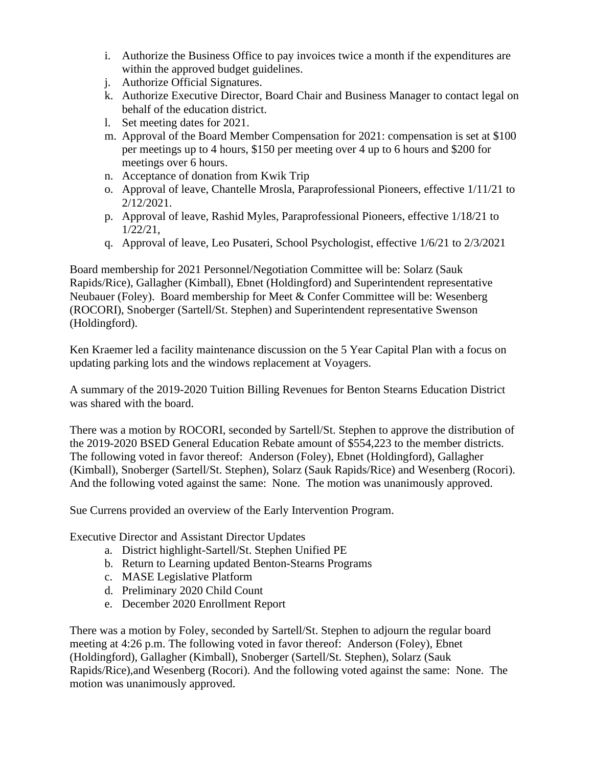i. Authorize the Business Office to pay invoices twice a month if the expenditures are within the approved budget guidelines.
j. Authorize Official Signatures.
k. Authorize Executive Director, Board Chair and Business Manager to contact legal on behalf of the education district.
l. Set meeting dates for 2021.
m. Approval of the Board Member Compensation for 2021: compensation is set at $100 per meetings up to 4 hours, $150 per meeting over 4 up to 6 hours and $200 for meetings over 6 hours.
n. Acceptance of donation from Kwik Trip
o. Approval of leave, Chantelle Mrosla, Paraprofessional Pioneers, effective 1/11/21 to 2/12/2021.
p. Approval of leave, Rashid Myles, Paraprofessional Pioneers, effective 1/18/21 to 1/22/21,
q. Approval of leave, Leo Pusateri, School Psychologist, effective 1/6/21 to 2/3/2021

Board membership for 2021 Personnel/Negotiation Committee will be: Solarz (Sauk Rapids/Rice), Gallagher (Kimball), Ebnet (Holdingford) and Superintendent representative Neubauer (Foley). Board membership for Meet & Confer Committee will be: Wesenberg (ROCORI), Snoberger (Sartell/St. Stephen) and Superintendent representative Swenson (Holdingford).

Ken Kraemer led a facility maintenance discussion on the 5 Year Capital Plan with a focus on updating parking lots and the windows replacement at Voyagers.

A summary of the 2019-2020 Tuition Billing Revenues for Benton Stearns Education District was shared with the board.

There was a motion by ROCORI, seconded by Sartell/St. Stephen to approve the distribution of the 2019-2020 BSED General Education Rebate amount of $554,223 to the member districts. The following voted in favor thereof: Anderson (Foley), Ebnet (Holdingford), Gallagher (Kimball), Snoberger (Sartell/St. Stephen), Solarz (Sauk Rapids/Rice) and Wesenberg (Rocori). And the following voted against the same: None. The motion was unanimously approved.

Sue Currens provided an overview of the Early Intervention Program.

Executive Director and Assistant Director Updates

a. District highlight-Sartell/St. Stephen Unified PE
b. Return to Learning updated Benton-Stearns Programs
c. MASE Legislative Platform
d. Preliminary 2020 Child Count
e. December 2020 Enrollment Report

There was a motion by Foley, seconded by Sartell/St. Stephen to adjourn the regular board meeting at 4:26 p.m. The following voted in favor thereof: Anderson (Foley), Ebnet (Holdingford), Gallagher (Kimball), Snoberger (Sartell/St. Stephen), Solarz (Sauk Rapids/Rice),and Wesenberg (Rocori). And the following voted against the same: None. The motion was unanimously approved.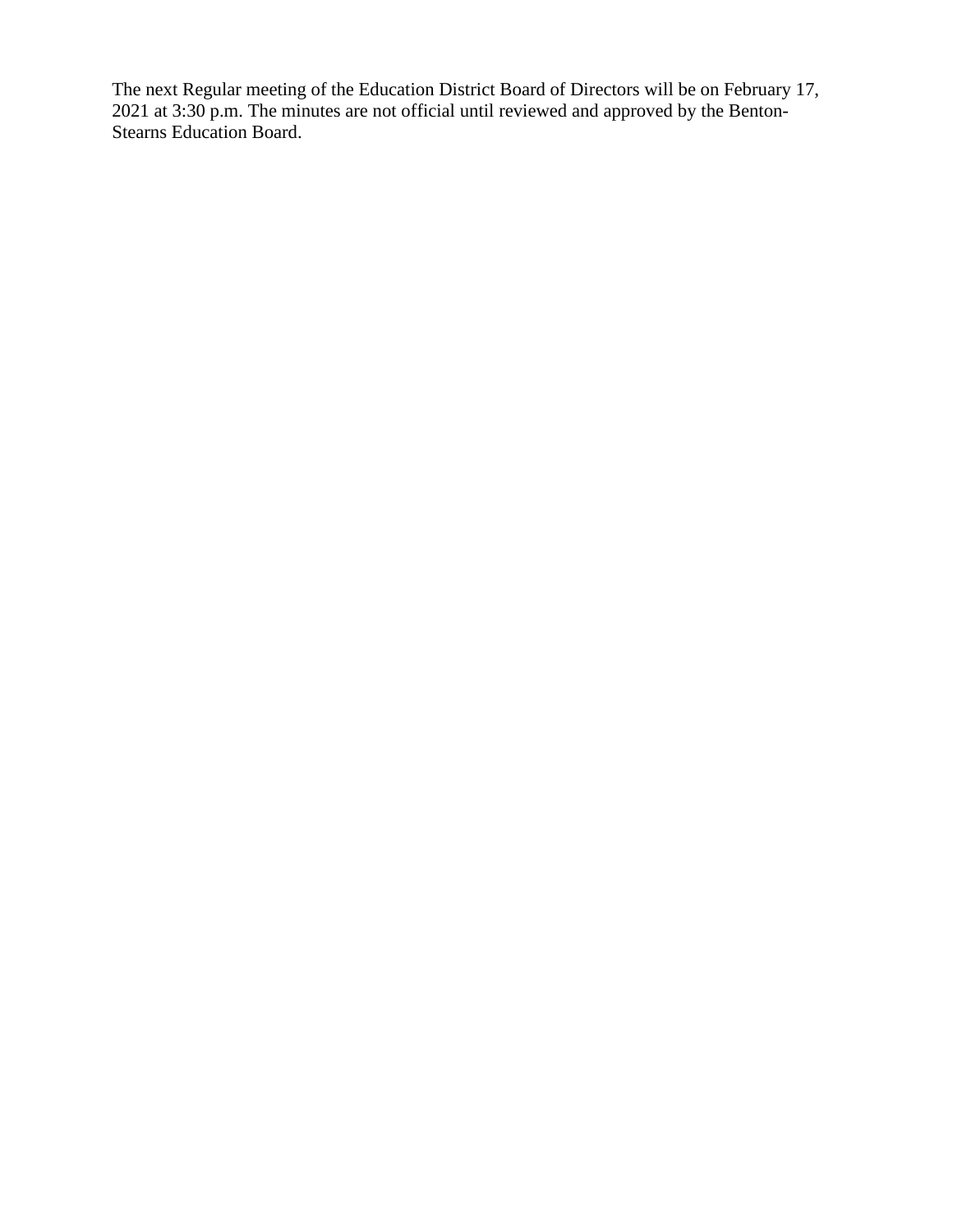The next Regular meeting of the Education District Board of Directors will be on February 17, 2021 at 3:30 p.m. The minutes are not official until reviewed and approved by the Benton-Stearns Education Board.